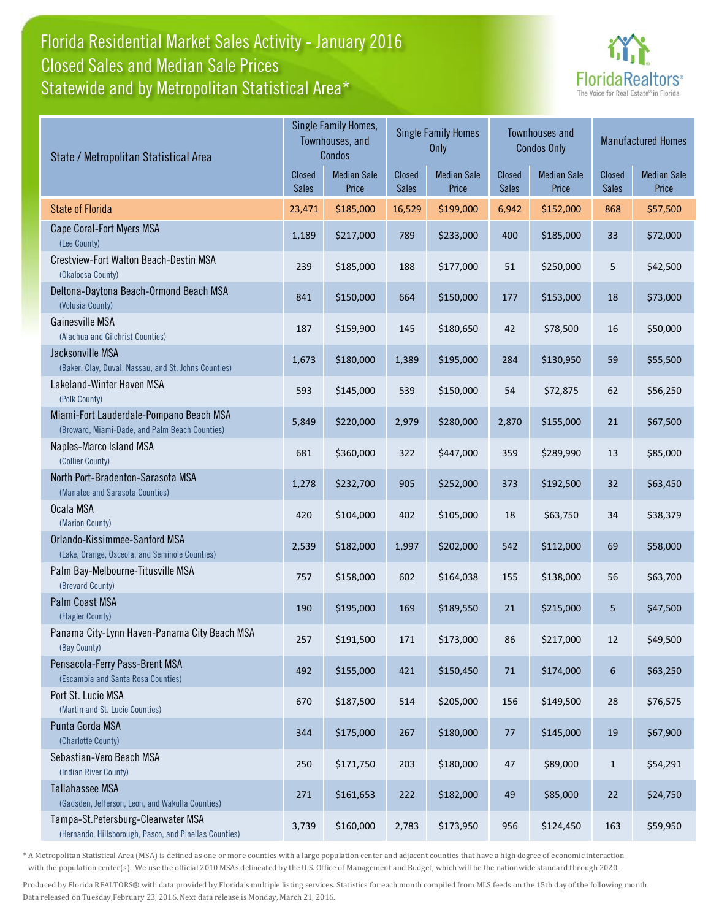# Florida Residential Market Sales Activity - January 2016
## Closed Sales and Median Sale Prices
## Statewide and by Metropolitan Statistical Area*

FloridaRealtors® The Voice for Real Estate® in Florida

| State / Metropolitan Statistical Area | Single Family Homes, Townhouses, and Condos | | Single Family Homes Only | | Townhouses and Condos Only | | Manufactured Homes | |
|---|---|---|---|---|---|---|---|---|
| | Closed Sales | Median Sale Price | Closed Sales | Median Sale Price | Closed Sales | Median Sale Price | Closed Sales | Median Sale Price |
| State of Florida | 23,471 | $185,000 | 16,529 | $199,000 | 6,942 | $152,000 | 868 | $57,500 |
| Cape Coral-Fort Myers MSA (Lee County) | 1,189 | $217,000 | 789 | $233,000 | 400 | $185,000 | 33 | $72,000 |
| Crestview-Fort Walton Beach-Destin MSA (Okaloosa County) | 239 | $185,000 | 188 | $177,000 | 51 | $250,000 | 5 | $42,500 |
| Deltona-Daytona Beach-Ormond Beach MSA (Volusia County) | 841 | $150,000 | 664 | $150,000 | 177 | $153,000 | 18 | $73,000 |
| Gainesville MSA (Alachua and Gilchrist Counties) | 187 | $159,900 | 145 | $180,650 | 42 | $78,500 | 16 | $50,000 |
| Jacksonville MSA (Baker, Clay, Duval, Nassau, and St. Johns Counties) | 1,673 | $180,000 | 1,389 | $195,000 | 284 | $130,950 | 59 | $55,500 |
| Lakeland-Winter Haven MSA (Polk County) | 593 | $145,000 | 539 | $150,000 | 54 | $72,875 | 62 | $56,250 |
| Miami-Fort Lauderdale-Pompano Beach MSA (Broward, Miami-Dade, and Palm Beach Counties) | 5,849 | $220,000 | 2,979 | $280,000 | 2,870 | $155,000 | 21 | $67,500 |
| Naples-Marco Island MSA (Collier County) | 681 | $360,000 | 322 | $447,000 | 359 | $289,990 | 13 | $85,000 |
| North Port-Bradenton-Sarasota MSA (Manatee and Sarasota Counties) | 1,278 | $232,700 | 905 | $252,000 | 373 | $192,500 | 32 | $63,450 |
| Ocala MSA (Marion County) | 420 | $104,000 | 402 | $105,000 | 18 | $63,750 | 34 | $38,379 |
| Orlando-Kissimmee-Sanford MSA (Lake, Orange, Osceola, and Seminole Counties) | 2,539 | $182,000 | 1,997 | $202,000 | 542 | $112,000 | 69 | $58,000 |
| Palm Bay-Melbourne-Titusville MSA (Brevard County) | 757 | $158,000 | 602 | $164,038 | 155 | $138,000 | 56 | $63,700 |
| Palm Coast MSA (Flagler County) | 190 | $195,000 | 169 | $189,550 | 21 | $215,000 | 5 | $47,500 |
| Panama City-Lynn Haven-Panama City Beach MSA (Bay County) | 257 | $191,500 | 171 | $173,000 | 86 | $217,000 | 12 | $49,500 |
| Pensacola-Ferry Pass-Brent MSA (Escambia and Santa Rosa Counties) | 492 | $155,000 | 421 | $150,450 | 71 | $174,000 | 6 | $63,250 |
| Port St. Lucie MSA (Martin and St. Lucie Counties) | 670 | $187,500 | 514 | $205,000 | 156 | $149,500 | 28 | $76,575 |
| Punta Gorda MSA (Charlotte County) | 344 | $175,000 | 267 | $180,000 | 77 | $145,000 | 19 | $67,900 |
| Sebastian-Vero Beach MSA (Indian River County) | 250 | $171,750 | 203 | $180,000 | 47 | $89,000 | 1 | $54,291 |
| Tallahassee MSA (Gadsden, Jefferson, Leon, and Wakulla Counties) | 271 | $161,653 | 222 | $182,000 | 49 | $85,000 | 22 | $24,750 |
| Tampa-St.Petersburg-Clearwater MSA (Hernando, Hillsborough, Pasco, and Pinellas Counties) | 3,739 | $160,000 | 2,783 | $173,950 | 956 | $124,450 | 163 | $59,950 |

* A Metropolitan Statistical Area (MSA) is defined as one or more counties with a large population center and adjacent counties that have a high degree of economic interaction with the population center(s). We use the official 2010 MSAs delineated by the U.S. Office of Management and Budget, which will be the nationwide standard through 2020.

Produced by Florida REALTORS® with data provided by Florida's multiple listing services. Statistics for each month compiled from MLS feeds on the 15th day of the following month. Data released on Tuesday,February 23, 2016. Next data release is Monday, March 21, 2016.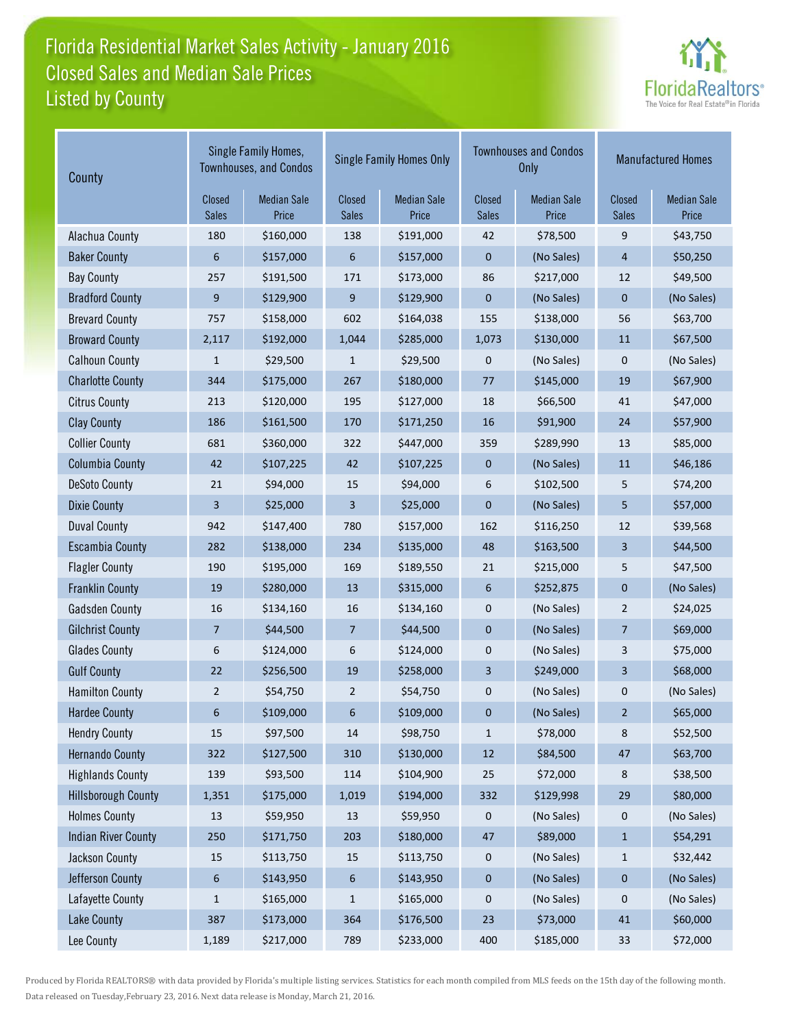# Florida Residential Market Sales Activity - January 2016
## Closed Sales and Median Sale Prices
## Listed by County

| County | Single Family Homes, Townhouses, and Condos | | Single Family Homes Only | | Townhouses and Condos Only | | Manufactured Homes | |
|---|---|---|---|---|---|---|---|---|
| | Closed Sales | Median Sale Price | Closed Sales | Median Sale Price | Closed Sales | Median Sale Price | Closed Sales | Median Sale Price |
| Alachua County | 180 | $160,000 | 138 | $191,000 | 42 | $78,500 | 9 | $43,750 |
| Baker County | 6 | $157,000 | 6 | $157,000 | 0 | (No Sales) | 4 | $50,250 |
| Bay County | 257 | $191,500 | 171 | $173,000 | 86 | $217,000 | 12 | $49,500 |
| Bradford County | 9 | $129,900 | 9 | $129,900 | 0 | (No Sales) | 0 | (No Sales) |
| Brevard County | 757 | $158,000 | 602 | $164,038 | 155 | $138,000 | 56 | $63,700 |
| Broward County | 2,117 | $192,000 | 1,044 | $285,000 | 1,073 | $130,000 | 11 | $67,500 |
| Calhoun County | 1 | $29,500 | 1 | $29,500 | 0 | (No Sales) | 0 | (No Sales) |
| Charlotte County | 344 | $175,000 | 267 | $180,000 | 77 | $145,000 | 19 | $67,900 |
| Citrus County | 213 | $120,000 | 195 | $127,000 | 18 | $66,500 | 41 | $47,000 |
| Clay County | 186 | $161,500 | 170 | $171,250 | 16 | $91,900 | 24 | $57,900 |
| Collier County | 681 | $360,000 | 322 | $447,000 | 359 | $289,990 | 13 | $85,000 |
| Columbia County | 42 | $107,225 | 42 | $107,225 | 0 | (No Sales) | 11 | $46,186 |
| DeSoto County | 21 | $94,000 | 15 | $94,000 | 6 | $102,500 | 5 | $74,200 |
| Dixie County | 3 | $25,000 | 3 | $25,000 | 0 | (No Sales) | 5 | $57,000 |
| Duval County | 942 | $147,400 | 780 | $157,000 | 162 | $116,250 | 12 | $39,568 |
| Escambia County | 282 | $138,000 | 234 | $135,000 | 48 | $163,500 | 3 | $44,500 |
| Flagler County | 190 | $195,000 | 169 | $189,550 | 21 | $215,000 | 5 | $47,500 |
| Franklin County | 19 | $280,000 | 13 | $315,000 | 6 | $252,875 | 0 | (No Sales) |
| Gadsden County | 16 | $134,160 | 16 | $134,160 | 0 | (No Sales) | 2 | $24,025 |
| Gilchrist County | 7 | $44,500 | 7 | $44,500 | 0 | (No Sales) | 7 | $69,000 |
| Glades County | 6 | $124,000 | 6 | $124,000 | 0 | (No Sales) | 3 | $75,000 |
| Gulf County | 22 | $256,500 | 19 | $258,000 | 3 | $249,000 | 3 | $68,000 |
| Hamilton County | 2 | $54,750 | 2 | $54,750 | 0 | (No Sales) | 0 | (No Sales) |
| Hardee County | 6 | $109,000 | 6 | $109,000 | 0 | (No Sales) | 2 | $65,000 |
| Hendry County | 15 | $97,500 | 14 | $98,750 | 1 | $78,000 | 8 | $52,500 |
| Hernando County | 322 | $127,500 | 310 | $130,000 | 12 | $84,500 | 47 | $63,700 |
| Highlands County | 139 | $93,500 | 114 | $104,900 | 25 | $72,000 | 8 | $38,500 |
| Hillsborough County | 1,351 | $175,000 | 1,019 | $194,000 | 332 | $129,998 | 29 | $80,000 |
| Holmes County | 13 | $59,950 | 13 | $59,950 | 0 | (No Sales) | 0 | (No Sales) |
| Indian River County | 250 | $171,750 | 203 | $180,000 | 47 | $89,000 | 1 | $54,291 |
| Jackson County | 15 | $113,750 | 15 | $113,750 | 0 | (No Sales) | 1 | $32,442 |
| Jefferson County | 6 | $143,950 | 6 | $143,950 | 0 | (No Sales) | 0 | (No Sales) |
| Lafayette County | 1 | $165,000 | 1 | $165,000 | 0 | (No Sales) | 0 | (No Sales) |
| Lake County | 387 | $173,000 | 364 | $176,500 | 23 | $73,000 | 41 | $60,000 |
| Lee County | 1,189 | $217,000 | 789 | $233,000 | 400 | $185,000 | 33 | $72,000 |

Produced by Florida REALTORS® with data provided by Florida's multiple listing services. Statistics for each month compiled from MLS feeds on the 15th day of the following month. Data released on Tuesday,February 23, 2016. Next data release is Monday, March 21, 2016.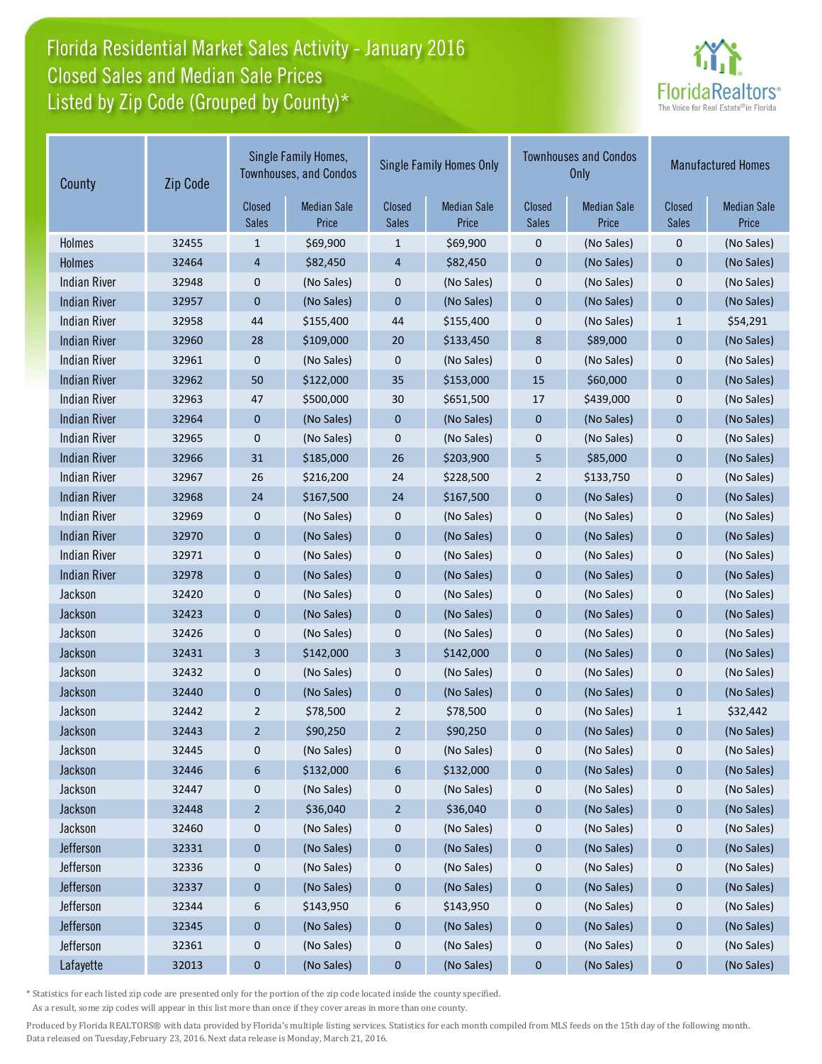# Florida Residential Market Sales Activity - January 2016
## Closed Sales and Median Sale Prices
## Listed by Zip Code (Grouped by County)*

| County | Zip Code | Single Family Homes, Townhouses, and Condos | | Single Family Homes Only | | Townhouses and Condos Only | | Manufactured Homes | |
|---|---|---|---|---|---|---|---|---|---|
| | | Closed Sales | Median Sale Price | Closed Sales | Median Sale Price | Closed Sales | Median Sale Price | Closed Sales | Median Sale Price |
| Holmes | 32455 | 1 | $69,900 | 1 | $69,900 | 0 | (No Sales) | 0 | (No Sales) |
| Holmes | 32464 | 4 | $82,450 | 4 | $82,450 | 0 | (No Sales) | 0 | (No Sales) |
| Indian River | 32948 | 0 | (No Sales) | 0 | (No Sales) | 0 | (No Sales) | 0 | (No Sales) |
| Indian River | 32957 | 0 | (No Sales) | 0 | (No Sales) | 0 | (No Sales) | 0 | (No Sales) |
| Indian River | 32958 | 44 | $155,400 | 44 | $155,400 | 0 | (No Sales) | 1 | $54,291 |
| Indian River | 32960 | 28 | $109,000 | 20 | $133,450 | 8 | $89,000 | 0 | (No Sales) |
| Indian River | 32961 | 0 | (No Sales) | 0 | (No Sales) | 0 | (No Sales) | 0 | (No Sales) |
| Indian River | 32962 | 50 | $122,000 | 35 | $153,000 | 15 | $60,000 | 0 | (No Sales) |
| Indian River | 32963 | 47 | $500,000 | 30 | $651,500 | 17 | $439,000 | 0 | (No Sales) |
| Indian River | 32964 | 0 | (No Sales) | 0 | (No Sales) | 0 | (No Sales) | 0 | (No Sales) |
| Indian River | 32965 | 0 | (No Sales) | 0 | (No Sales) | 0 | (No Sales) | 0 | (No Sales) |
| Indian River | 32966 | 31 | $185,000 | 26 | $203,900 | 5 | $85,000 | 0 | (No Sales) |
| Indian River | 32967 | 26 | $216,200 | 24 | $228,500 | 2 | $133,750 | 0 | (No Sales) |
| Indian River | 32968 | 24 | $167,500 | 24 | $167,500 | 0 | (No Sales) | 0 | (No Sales) |
| Indian River | 32969 | 0 | (No Sales) | 0 | (No Sales) | 0 | (No Sales) | 0 | (No Sales) |
| Indian River | 32970 | 0 | (No Sales) | 0 | (No Sales) | 0 | (No Sales) | 0 | (No Sales) |
| Indian River | 32971 | 0 | (No Sales) | 0 | (No Sales) | 0 | (No Sales) | 0 | (No Sales) |
| Indian River | 32978 | 0 | (No Sales) | 0 | (No Sales) | 0 | (No Sales) | 0 | (No Sales) |
| Jackson | 32420 | 0 | (No Sales) | 0 | (No Sales) | 0 | (No Sales) | 0 | (No Sales) |
| Jackson | 32423 | 0 | (No Sales) | 0 | (No Sales) | 0 | (No Sales) | 0 | (No Sales) |
| Jackson | 32426 | 0 | (No Sales) | 0 | (No Sales) | 0 | (No Sales) | 0 | (No Sales) |
| Jackson | 32431 | 3 | $142,000 | 3 | $142,000 | 0 | (No Sales) | 0 | (No Sales) |
| Jackson | 32432 | 0 | (No Sales) | 0 | (No Sales) | 0 | (No Sales) | 0 | (No Sales) |
| Jackson | 32440 | 0 | (No Sales) | 0 | (No Sales) | 0 | (No Sales) | 0 | (No Sales) |
| Jackson | 32442 | 2 | $78,500 | 2 | $78,500 | 0 | (No Sales) | 1 | $32,442 |
| Jackson | 32443 | 2 | $90,250 | 2 | $90,250 | 0 | (No Sales) | 0 | (No Sales) |
| Jackson | 32445 | 0 | (No Sales) | 0 | (No Sales) | 0 | (No Sales) | 0 | (No Sales) |
| Jackson | 32446 | 6 | $132,000 | 6 | $132,000 | 0 | (No Sales) | 0 | (No Sales) |
| Jackson | 32447 | 0 | (No Sales) | 0 | (No Sales) | 0 | (No Sales) | 0 | (No Sales) |
| Jackson | 32448 | 2 | $36,040 | 2 | $36,040 | 0 | (No Sales) | 0 | (No Sales) |
| Jackson | 32460 | 0 | (No Sales) | 0 | (No Sales) | 0 | (No Sales) | 0 | (No Sales) |
| Jefferson | 32331 | 0 | (No Sales) | 0 | (No Sales) | 0 | (No Sales) | 0 | (No Sales) |
| Jefferson | 32336 | 0 | (No Sales) | 0 | (No Sales) | 0 | (No Sales) | 0 | (No Sales) |
| Jefferson | 32337 | 0 | (No Sales) | 0 | (No Sales) | 0 | (No Sales) | 0 | (No Sales) |
| Jefferson | 32344 | 6 | $143,950 | 6 | $143,950 | 0 | (No Sales) | 0 | (No Sales) |
| Jefferson | 32345 | 0 | (No Sales) | 0 | (No Sales) | 0 | (No Sales) | 0 | (No Sales) |
| Jefferson | 32361 | 0 | (No Sales) | 0 | (No Sales) | 0 | (No Sales) | 0 | (No Sales) |
| Lafayette | 32013 | 0 | (No Sales) | 0 | (No Sales) | 0 | (No Sales) | 0 | (No Sales) |

\* Statistics for each listed zip code are presented only for the portion of the zip code located inside the county specified.
As a result, some zip codes will appear in this list more than once if they cover areas in more than one county.

Produced by Florida REALTORS® with data provided by Florida's multiple listing services. Statistics for each month compiled from MLS feeds on the 15th day of the following month. Data released on Tuesday,February 23, 2016. Next data release is Monday, March 21, 2016.